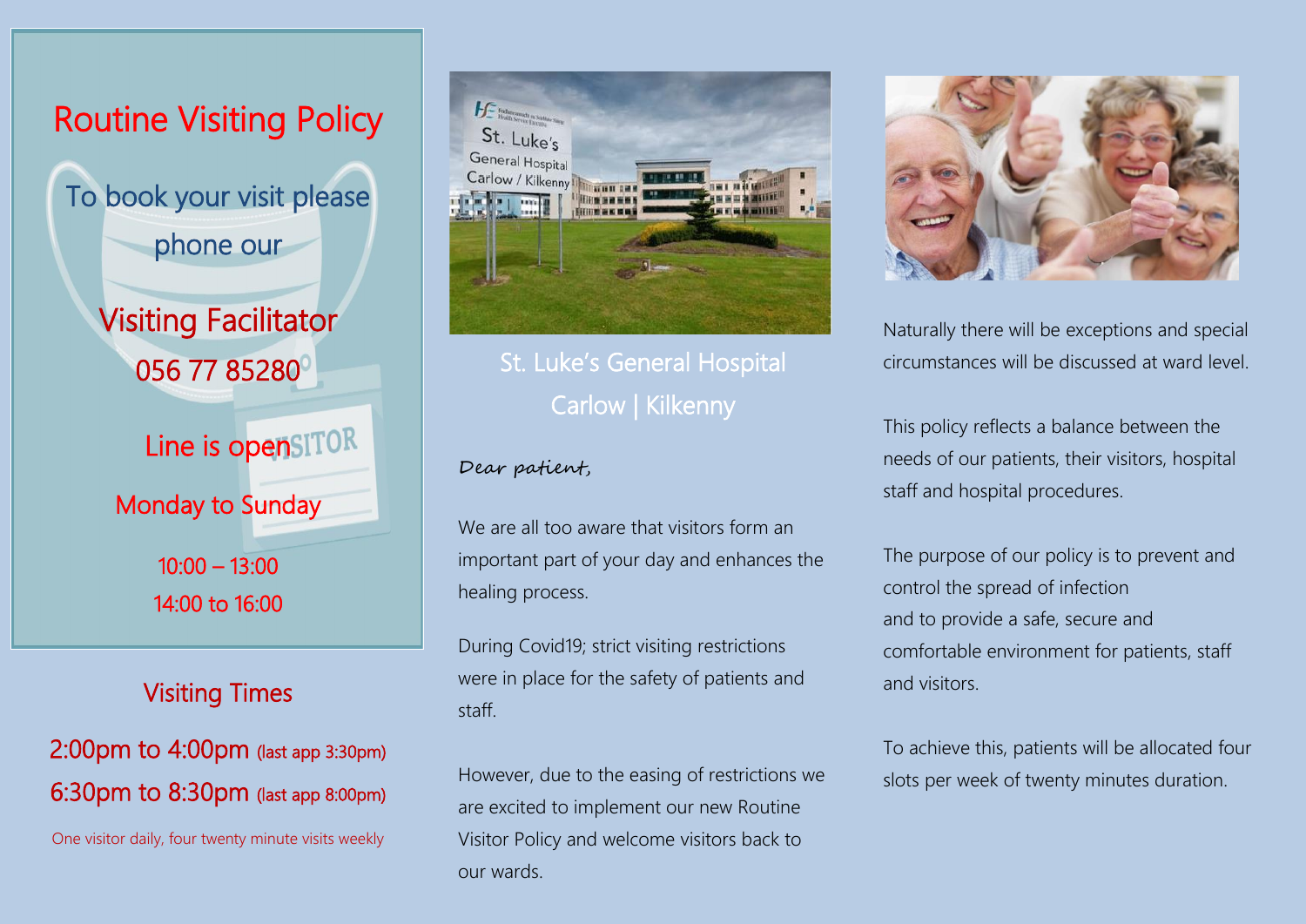# Routine Visiting Policy

To book your visit please phone our

**Visiting Facilitator**
**056 77 85280**

Line is open

Monday to Sunday

10:00 – 13:00
14:00 to 16:00

## Visiting Times

2:00pm to 4:00pm (last app 3:30pm)
6:30pm to 8:30pm (last app 8:00pm)

One visitor daily, four twenty minute visits weekly

St. Luke's General Hospital
Carlow | Kilkenny

*Dear patient,*

We are all too aware that visitors form an important part of your day and enhances the healing process.

During Covid19; strict visiting restrictions were in place for the safety of patients and staff.

However, due to the easing of restrictions we are excited to implement our new Routine Visitor Policy and welcome visitors back to our wards.

Naturally there will be exceptions and special circumstances will be discussed at ward level.

This policy reflects a balance between the needs of our patients, their visitors, hospital staff and hospital procedures.

The purpose of our policy is to prevent and control the spread of infection and to provide a safe, secure and comfortable environment for patients, staff and visitors.

To achieve this, patients will be allocated four slots per week of twenty minutes duration.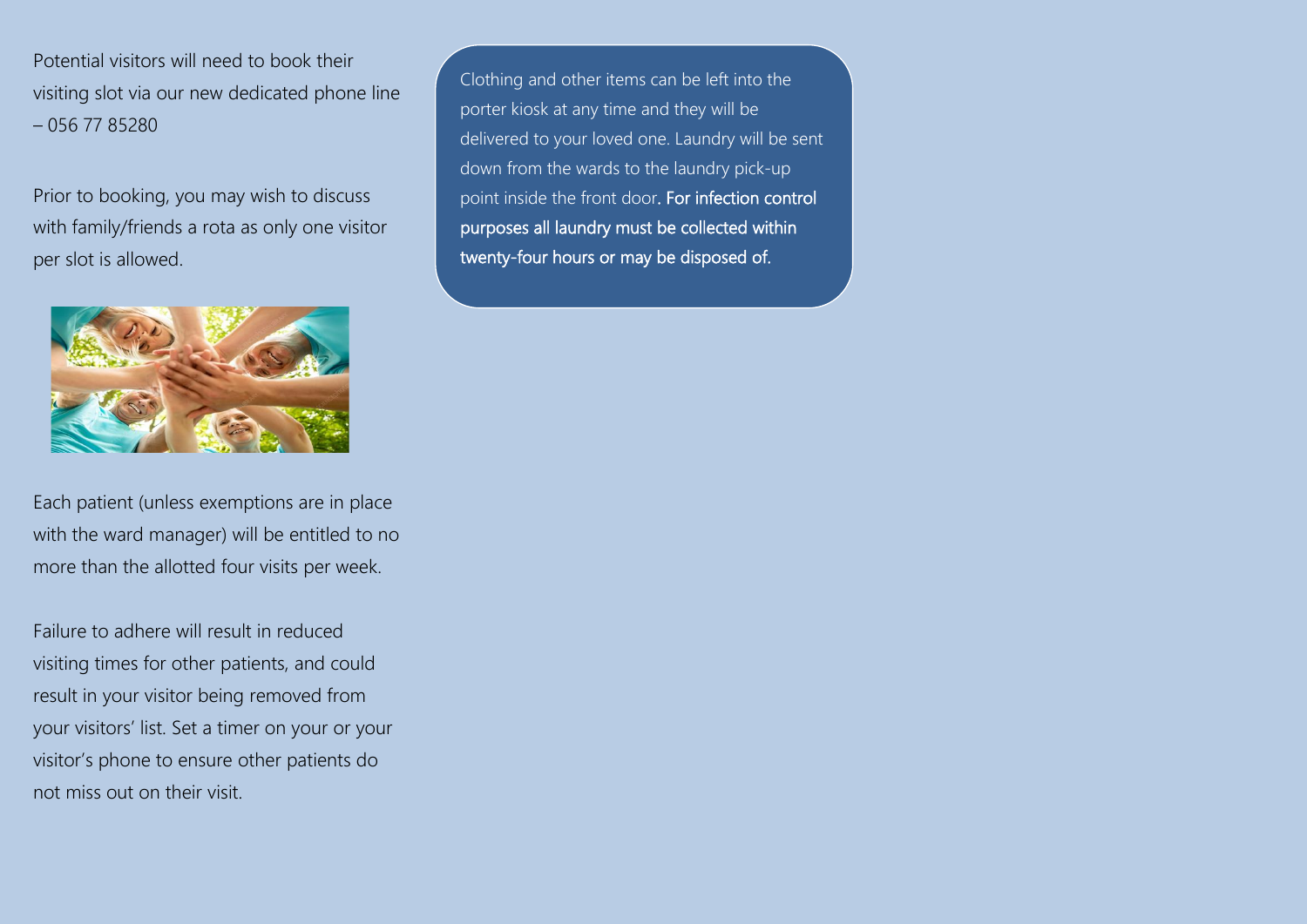Potential visitors will need to book their visiting slot via our new dedicated phone line – 056 77 85280

Prior to booking, you may wish to discuss with family/friends a rota as only one visitor per slot is allowed.

Each patient (unless exemptions are in place with the ward manager) will be entitled to no more than the allotted four visits per week.

Failure to adhere will result in reduced visiting times for other patients, and could result in your visitor being removed from your visitors' list. Set a timer on your or your visitor's phone to ensure other patients do not miss out on their visit.

Clothing and other items can be left into the porter kiosk at any time and they will be delivered to your loved one. Laundry will be sent down from the wards to the laundry pick-up point inside the front door. **For infection control purposes all laundry must be collected within twenty-four hours or may be disposed of.**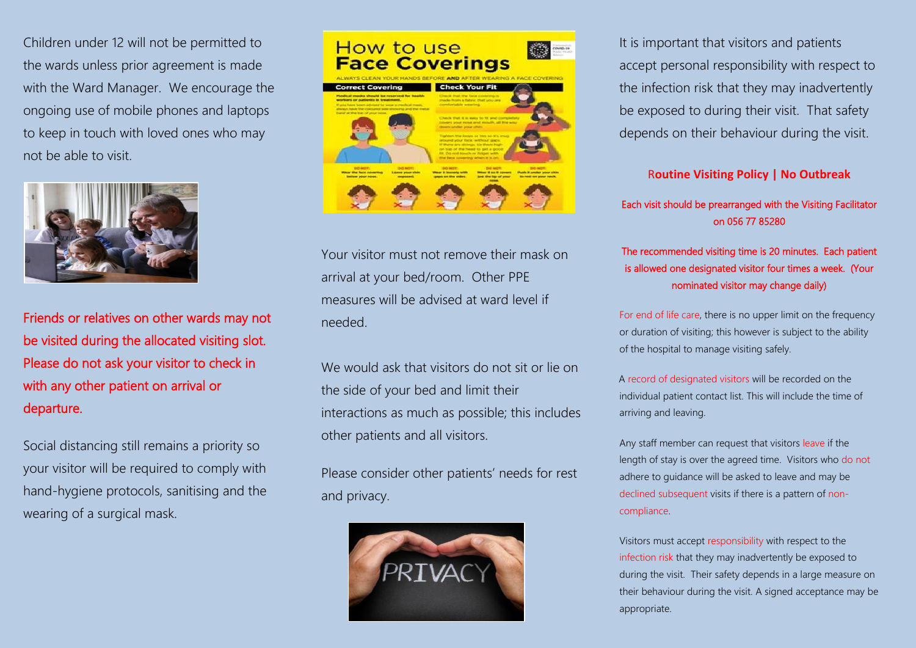Children under 12 will not be permitted to the wards unless prior agreement is made with the Ward Manager. We encourage the ongoing use of mobile phones and laptops to keep in touch with loved ones who may not be able to visit.

Friends or relatives on other wards may not be visited during the allocated visiting slot. Please do not ask your visitor to check in with any other patient on arrival or departure.

Social distancing still remains a priority so your visitor will be required to comply with hand-hygiene protocols, sanitising and the wearing of a surgical mask.

Your visitor must not remove their mask on arrival at your bed/room. Other PPE measures will be advised at ward level if needed.

We would ask that visitors do not sit or lie on the side of your bed and limit their interactions as much as possible; this includes other patients and all visitors.

Please consider other patients' needs for rest and privacy.

It is important that visitors and patients accept personal responsibility with respect to the infection risk that they may inadvertently be exposed to during their visit. That safety depends on their behaviour during the visit.

## Routine Visiting Policy | No Outbreak

Each visit should be prearranged with the Visiting Facilitator on 056 77 85280

The recommended visiting time is 20 minutes. Each patient is allowed one designated visitor four times a week. (Your nominated visitor may change daily)

For end of life care, there is no upper limit on the frequency or duration of visiting; this however is subject to the ability of the hospital to manage visiting safely.

A record of designated visitors will be recorded on the individual patient contact list. This will include the time of arriving and leaving.

Any staff member can request that visitors leave if the length of stay is over the agreed time. Visitors who do not adhere to guidance will be asked to leave and may be declined subsequent visits if there is a pattern of non-compliance.

Visitors must accept responsibility with respect to the infection risk that they may inadvertently be exposed to during the visit. Their safety depends in a large measure on their behaviour during the visit. A signed acceptance may be appropriate.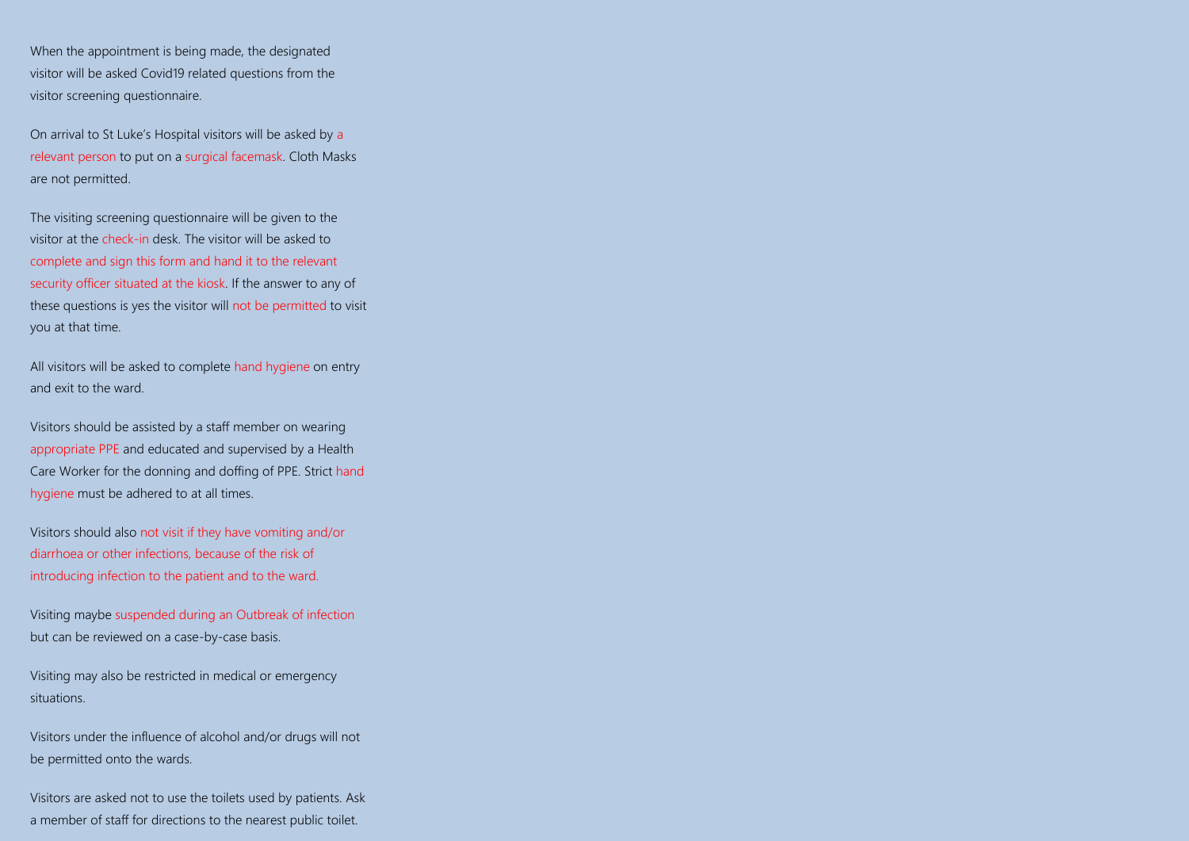When the appointment is being made, the designated visitor will be asked Covid19 related questions from the visitor screening questionnaire.

On arrival to St Luke's Hospital visitors will be asked by a relevant person to put on a surgical facemask. Cloth Masks are not permitted.

The visiting screening questionnaire will be given to the visitor at the check-in desk. The visitor will be asked to complete and sign this form and hand it to the relevant security officer situated at the kiosk. If the answer to any of these questions is yes the visitor will not be permitted to visit you at that time.

All visitors will be asked to complete hand hygiene on entry and exit to the ward.

Visitors should be assisted by a staff member on wearing appropriate PPE and educated and supervised by a Health Care Worker for the donning and doffing of PPE. Strict hand hygiene must be adhered to at all times.

Visitors should also not visit if they have vomiting and/or diarrhoea or other infections, because of the risk of introducing infection to the patient and to the ward.

Visiting maybe suspended during an Outbreak of infection but can be reviewed on a case-by-case basis.

Visiting may also be restricted in medical or emergency situations.

Visitors under the influence of alcohol and/or drugs will not be permitted onto the wards.

Visitors are asked not to use the toilets used by patients. Ask a member of staff for directions to the nearest public toilet.